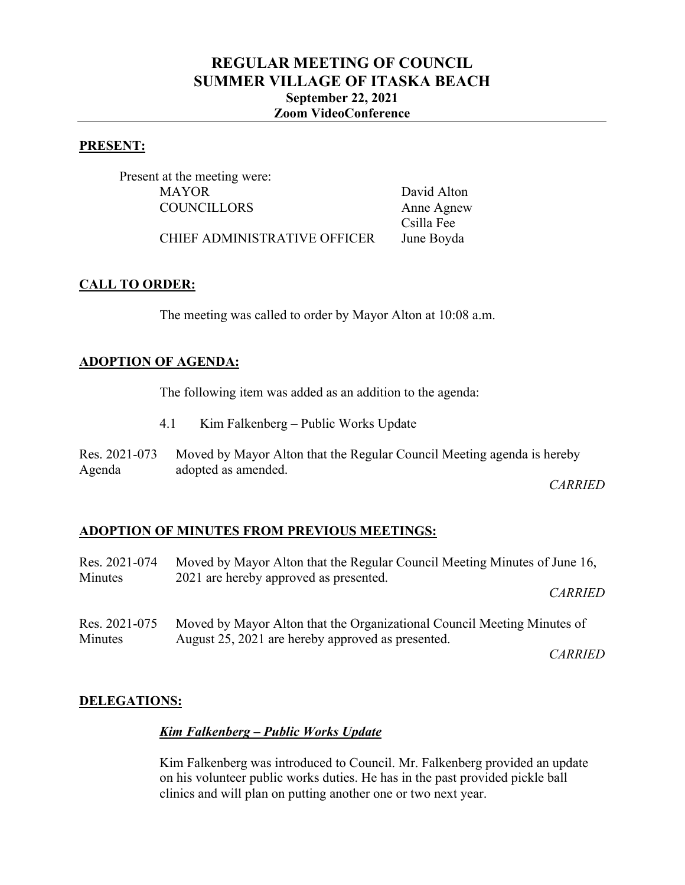# REGULAR MEETING OF COUNCIL
# SUMMER VILLAGE OF ITASKA BEACH
### September 22, 2021
### Zoom VideoConference

## PRESENT:

Present at the meeting were:

| | |
|---|---|
| MAYOR | David Alton |
| COUNCILLORS | Anne Agnew |
| | Csilla Fee |
| CHIEF ADMINISTRATIVE OFFICER | June Boyda |

## CALL TO ORDER:

The meeting was called to order by Mayor Alton at 10:08 a.m.

## ADOPTION OF AGENDA:

The following item was added as an addition to the agenda:

4.1 Kim Falkenberg – Public Works Update

Res. 2021-073 Agenda — Moved by Mayor Alton that the Regular Council Meeting agenda is hereby adopted as amended.

*CARRIED*

## ADOPTION OF MINUTES FROM PREVIOUS MEETINGS:

Res. 2021-074 Minutes — Moved by Mayor Alton that the Regular Council Meeting Minutes of June 16, 2021 are hereby approved as presented.

*CARRIED*

Res. 2021-075 Minutes — Moved by Mayor Alton that the Organizational Council Meeting Minutes of August 25, 2021 are hereby approved as presented.

*CARRIED*

## DELEGATIONS:

***Kim Falkenberg – Public Works Update***

Kim Falkenberg was introduced to Council. Mr. Falkenberg provided an update on his volunteer public works duties. He has in the past provided pickle ball clinics and will plan on putting another one or two next year.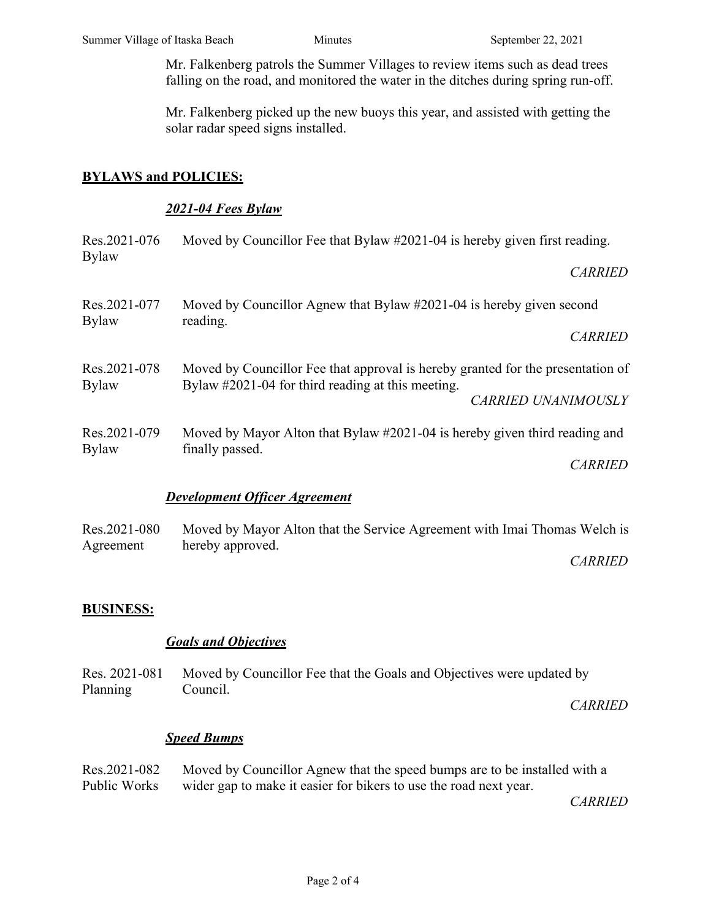Mr. Falkenberg patrols the Summer Villages to review items such as dead trees falling on the road, and monitored the water in the ditches during spring run-off.

Mr. Falkenberg picked up the new buoys this year, and assisted with getting the solar radar speed signs installed.

## BYLAWS and POLICIES:

### *2021-04 Fees Bylaw*

Res.2021-076 Bylaw — Moved by Councillor Fee that Bylaw #2021-04 is hereby given first reading.

*CARRIED*

Res.2021-077 Bylaw — Moved by Councillor Agnew that Bylaw #2021-04 is hereby given second reading.

*CARRIED*

Res.2021-078 Bylaw — Moved by Councillor Fee that approval is hereby granted for the presentation of Bylaw #2021-04 for third reading at this meeting.

*CARRIED UNANIMOUSLY*

Res.2021-079 Bylaw — Moved by Mayor Alton that Bylaw #2021-04 is hereby given third reading and finally passed.

*CARRIED*

### *Development Officer Agreement*

Res.2021-080 Agreement — Moved by Mayor Alton that the Service Agreement with Imai Thomas Welch is hereby approved.

*CARRIED*

## BUSINESS:

### *Goals and Objectives*

Res. 2021-081 Planning — Moved by Councillor Fee that the Goals and Objectives were updated by Council.

*CARRIED*

### *Speed Bumps*

Res.2021-082 Public Works — Moved by Councillor Agnew that the speed bumps are to be installed with a wider gap to make it easier for bikers to use the road next year.

*CARRIED*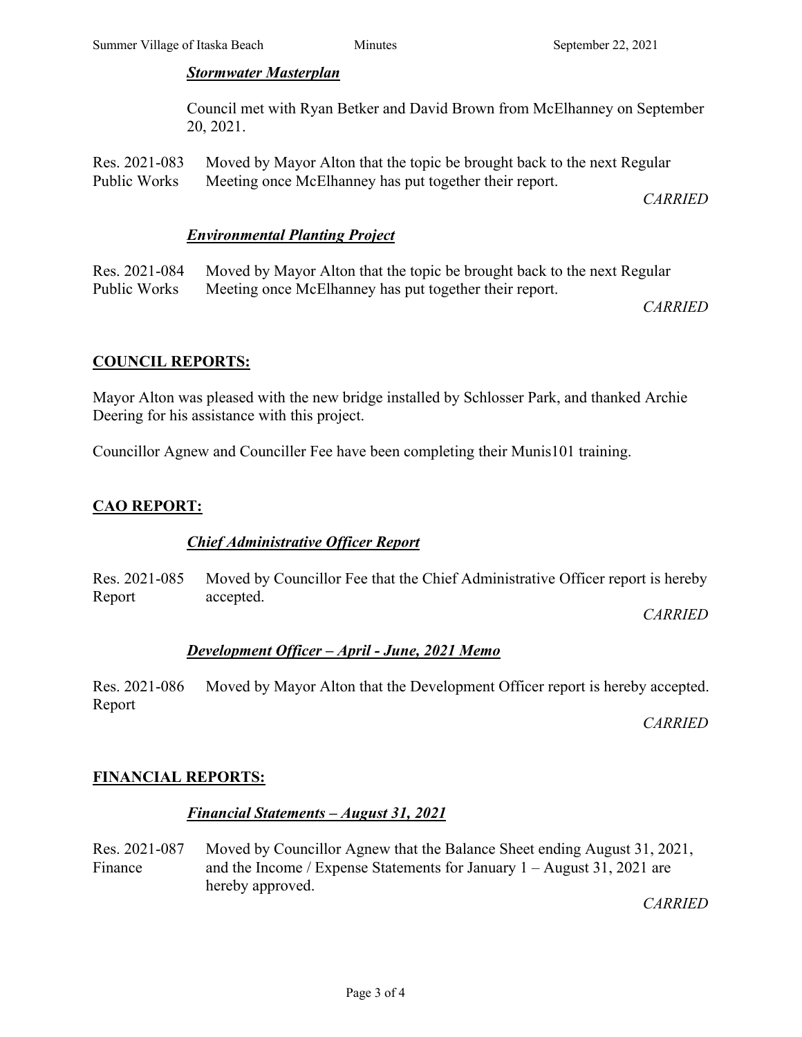***Stormwater Masterplan***

Council met with Ryan Betker and David Brown from McElhanney on September 20, 2021.

Res. 2021-083 Public Works — Moved by Mayor Alton that the topic be brought back to the next Regular Meeting once McElhanney has put together their report.

*CARRIED*

***Environmental Planting Project***

Res. 2021-084 Public Works — Moved by Mayor Alton that the topic be brought back to the next Regular Meeting once McElhanney has put together their report.

*CARRIED*

## **COUNCIL REPORTS:**

Mayor Alton was pleased with the new bridge installed by Schlosser Park, and thanked Archie Deering for his assistance with this project.

Councillor Agnew and Counciller Fee have been completing their Munis101 training.

## **CAO REPORT:**

***Chief Administrative Officer Report***

Res. 2021-085 Report — Moved by Councillor Fee that the Chief Administrative Officer report is hereby accepted.

*CARRIED*

***Development Officer – April - June, 2021 Memo***

Res. 2021-086 Report — Moved by Mayor Alton that the Development Officer report is hereby accepted.

*CARRIED*

## **FINANCIAL REPORTS:**

***Financial Statements – August 31, 2021***

Res. 2021-087 Finance — Moved by Councillor Agnew that the Balance Sheet ending August 31, 2021, and the Income / Expense Statements for January 1 – August 31, 2021 are hereby approved.

*CARRIED*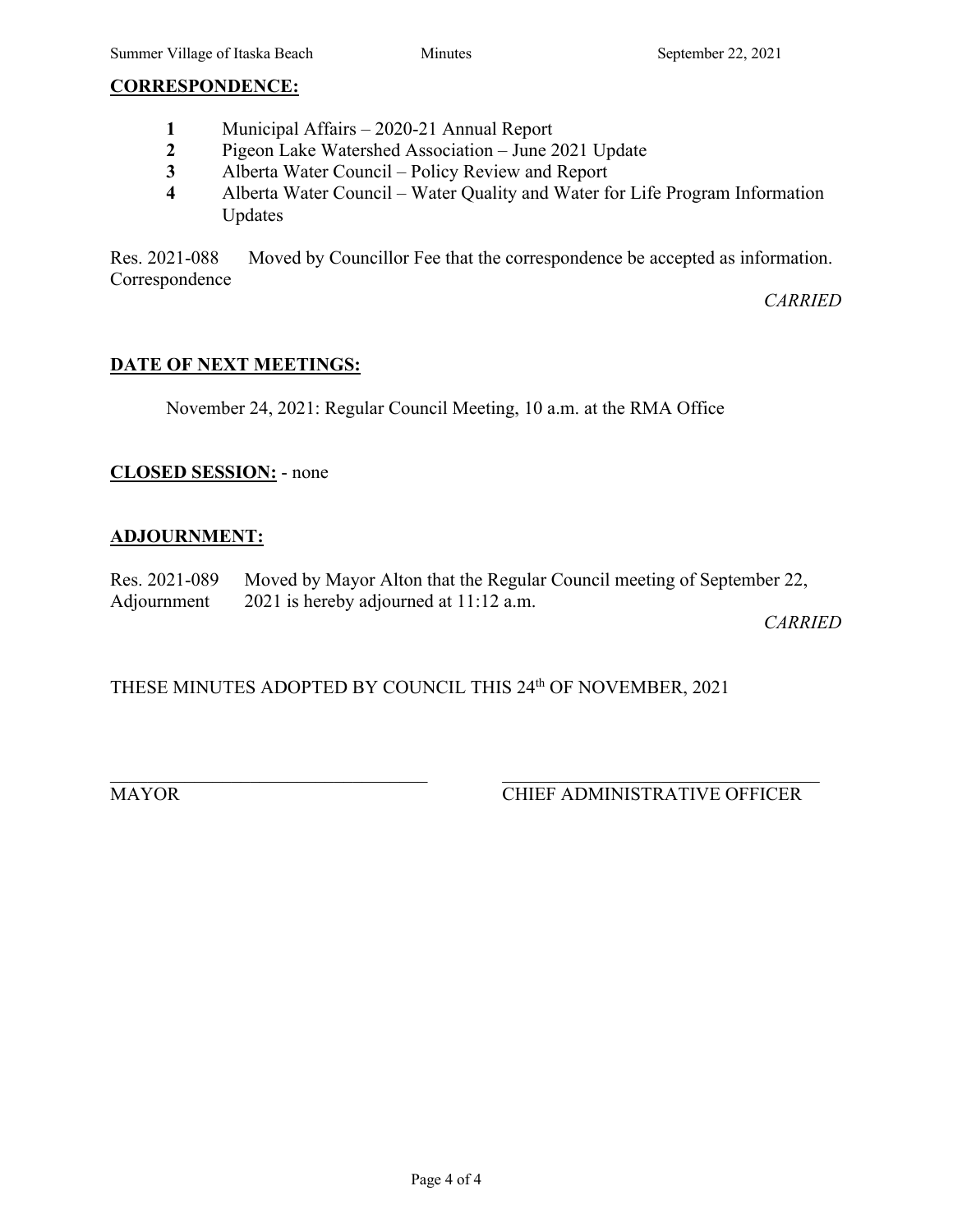**CORRESPONDENCE:**

1. Municipal Affairs – 2020-21 Annual Report
2. Pigeon Lake Watershed Association – June 2021 Update
3. Alberta Water Council – Policy Review and Report
4. Alberta Water Council – Water Quality and Water for Life Program Information Updates

Res. 2021-088 Correspondence — Moved by Councillor Fee that the correspondence be accepted as information.

*CARRIED*

**DATE OF NEXT MEETINGS:**

November 24, 2021: Regular Council Meeting, 10 a.m. at the RMA Office

**CLOSED SESSION:** - none

**ADJOURNMENT:**

Res. 2021-089 Adjournment — Moved by Mayor Alton that the Regular Council meeting of September 22, 2021 is hereby adjourned at 11:12 a.m.

*CARRIED*

THESE MINUTES ADOPTED BY COUNCIL THIS 24th OF NOVEMBER, 2021

\_\_\_\_\_\_\_\_\_\_\_\_\_\_\_\_\_\_\_\_\_\_\_\_\_\_\_\_\_\_\_\_\_\_\_
MAYOR

\_\_\_\_\_\_\_\_\_\_\_\_\_\_\_\_\_\_\_\_\_\_\_\_\_\_\_\_\_\_\_\_\_\_\_
CHIEF ADMINISTRATIVE OFFICER